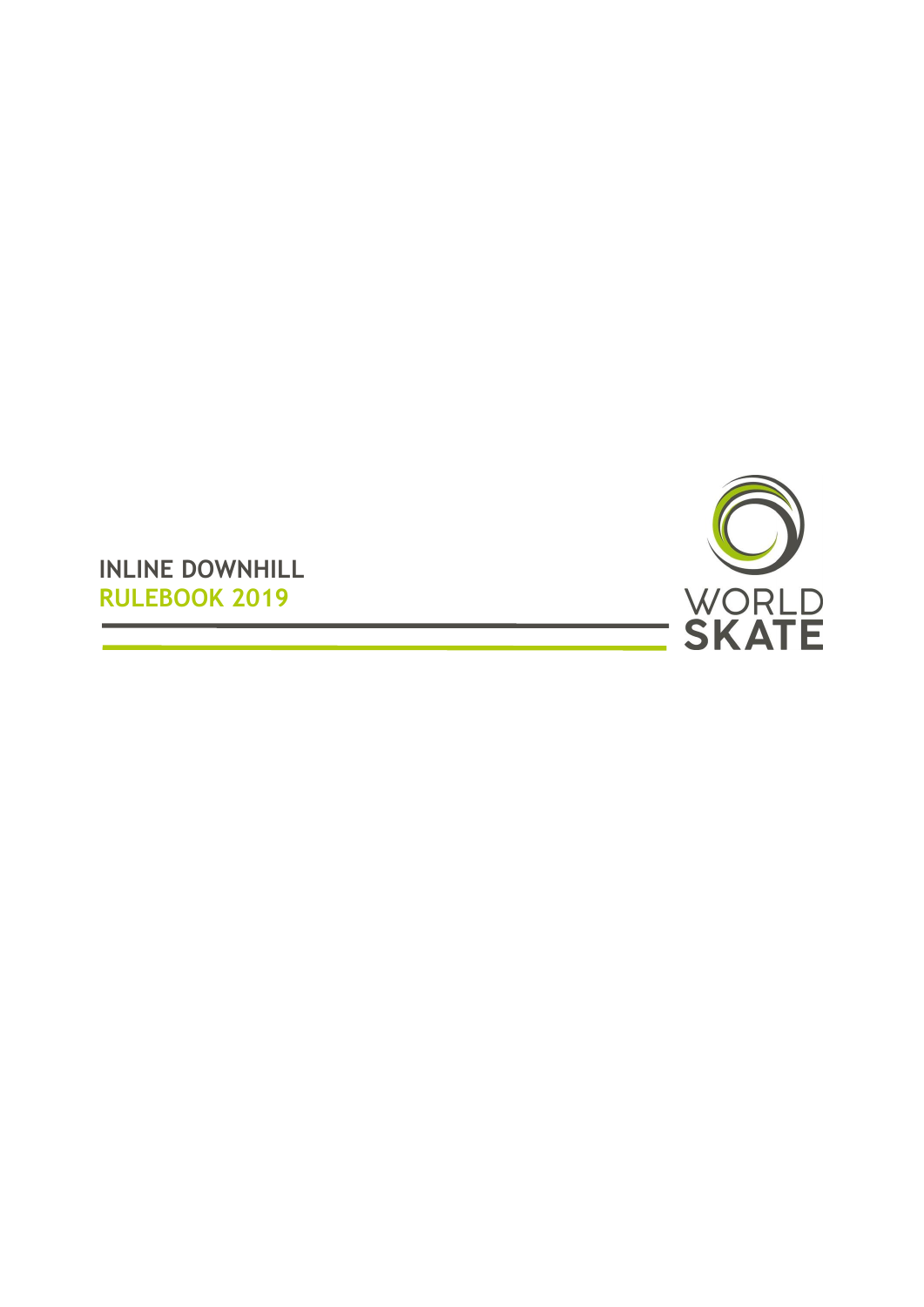# INLINE DOWNHILL
## RULEBOOK 2019

WORLD
SKATE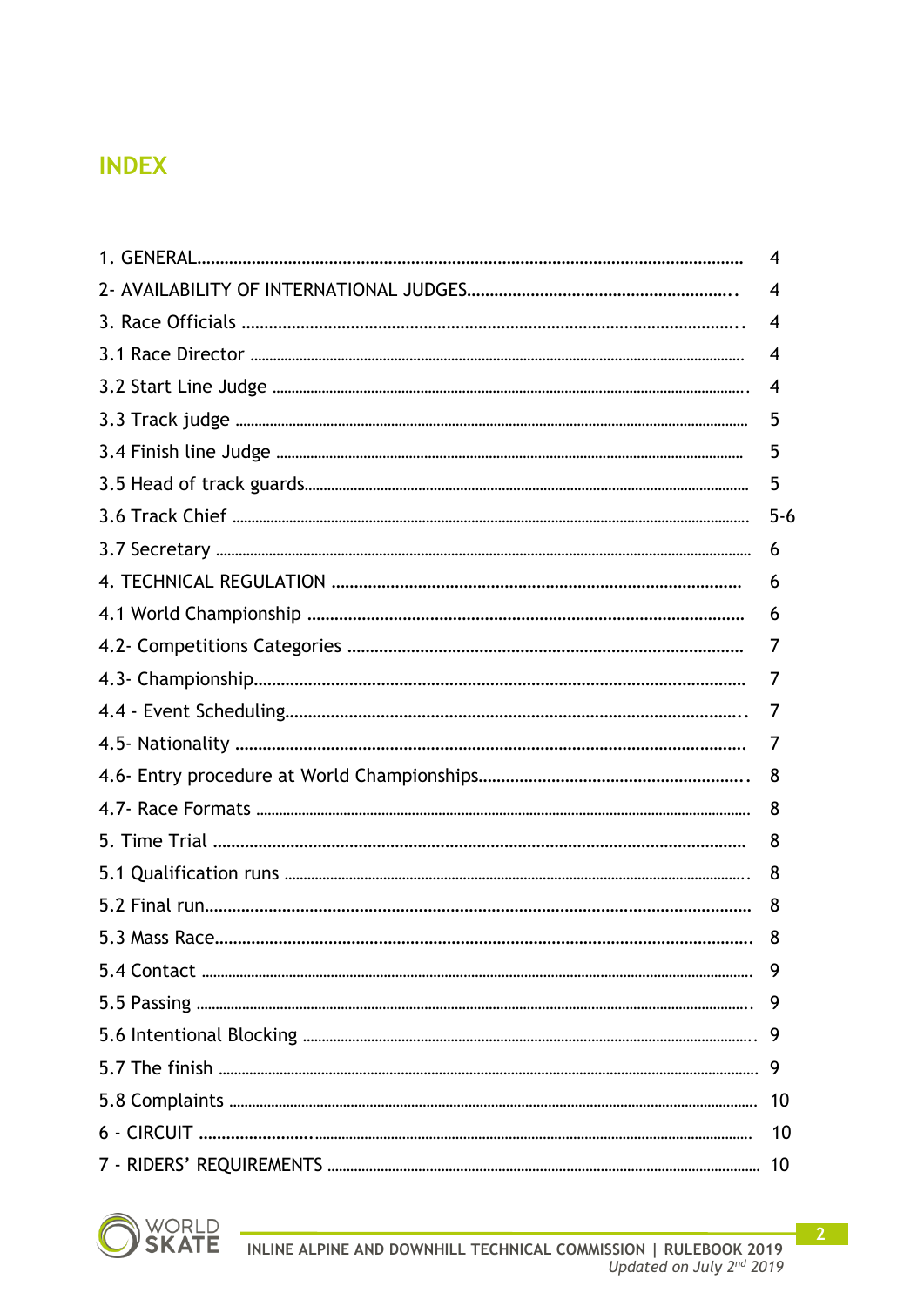# INDEX

| | |
|---|---|
| 1. GENERAL | 4 |
| 2- AVAILABILITY OF INTERNATIONAL JUDGES | 4 |
| 3. Race Officials | 4 |
| 3.1 Race Director | 4 |
| 3.2 Start Line Judge | 4 |
| 3.3 Track judge | 5 |
| 3.4 Finish line Judge | 5 |
| 3.5 Head of track guards | 5 |
| 3.6 Track Chief | 5-6 |
| 3.7 Secretary | 6 |
| 4. TECHNICAL REGULATION | 6 |
| 4.1 World Championship | 6 |
| 4.2- Competitions Categories | 7 |
| 4.3- Championship | 7 |
| 4.4 - Event Scheduling | 7 |
| 4.5- Nationality | 7 |
| 4.6- Entry procedure at World Championships | 8 |
| 4.7- Race Formats | 8 |
| 5. Time Trial | 8 |
| 5.1 Qualification runs | 8 |
| 5.2 Final run | 8 |
| 5.3 Mass Race | 8 |
| 5.4 Contact | 9 |
| 5.5 Passing | 9 |
| 5.6 Intentional Blocking | 9 |
| 5.7 The finish | 9 |
| 5.8 Complaints | 10 |
| 6 - CIRCUIT | 10 |
| 7 - RIDERS' REQUIREMENTS | 10 |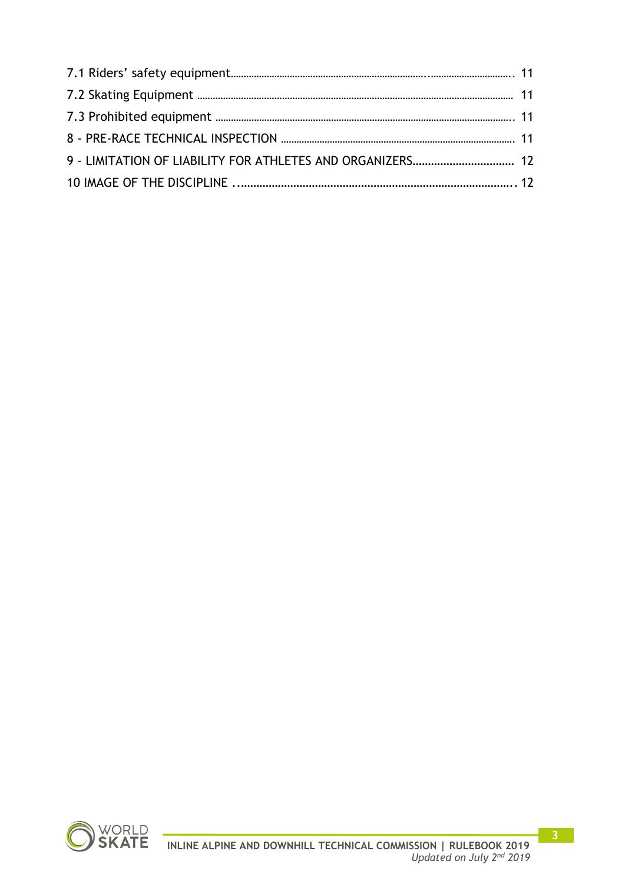7.1 Riders' safety equipment........................................................................................................... 11
7.2 Skating Equipment ........................................................................................................................ 11
7.3 Prohibited equipment .................................................................................................................. 11
8 - PRE-RACE TECHNICAL INSPECTION ........................................................................................ 11
9 - LIMITATION OF LIABILITY FOR ATHLETES AND ORGANIZERS................................ 12
10 IMAGE OF THE DISCIPLINE ........................................................................................ 12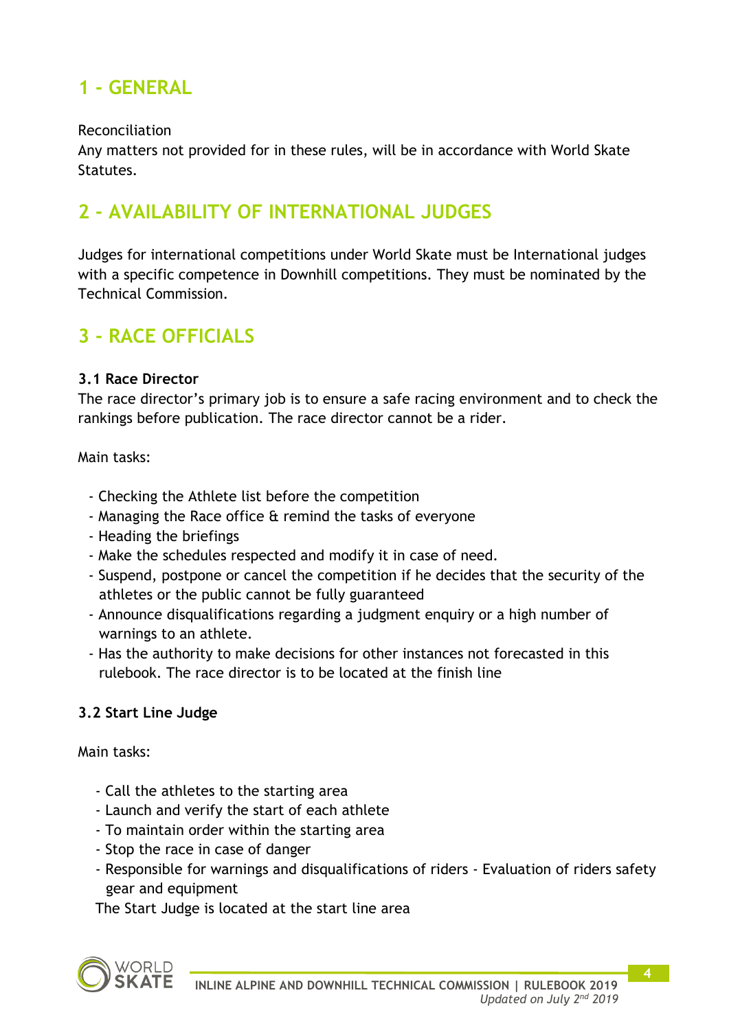# 1 - GENERAL

Reconciliation
Any matters not provided for in these rules, will be in accordance with World Skate Statutes.

# 2 - AVAILABILITY OF INTERNATIONAL JUDGES

Judges for international competitions under World Skate must be International judges with a specific competence in Downhill competitions. They must be nominated by the Technical Commission.

# 3 - RACE OFFICIALS

### 3.1 Race Director

The race director's primary job is to ensure a safe racing environment and to check the rankings before publication. The race director cannot be a rider.

Main tasks:

- Checking the Athlete list before the competition
- Managing the Race office & remind the tasks of everyone
- Heading the briefings
- Make the schedules respected and modify it in case of need.
- Suspend, postpone or cancel the competition if he decides that the security of the athletes or the public cannot be fully guaranteed
- Announce disqualifications regarding a judgment enquiry or a high number of warnings to an athlete.
- Has the authority to make decisions for other instances not forecasted in this rulebook. The race director is to be located at the finish line

### 3.2 Start Line Judge

Main tasks:

- Call the athletes to the starting area
- Launch and verify the start of each athlete
- To maintain order within the starting area
- Stop the race in case of danger
- Responsible for warnings and disqualifications of riders - Evaluation of riders safety gear and equipment

The Start Judge is located at the start line area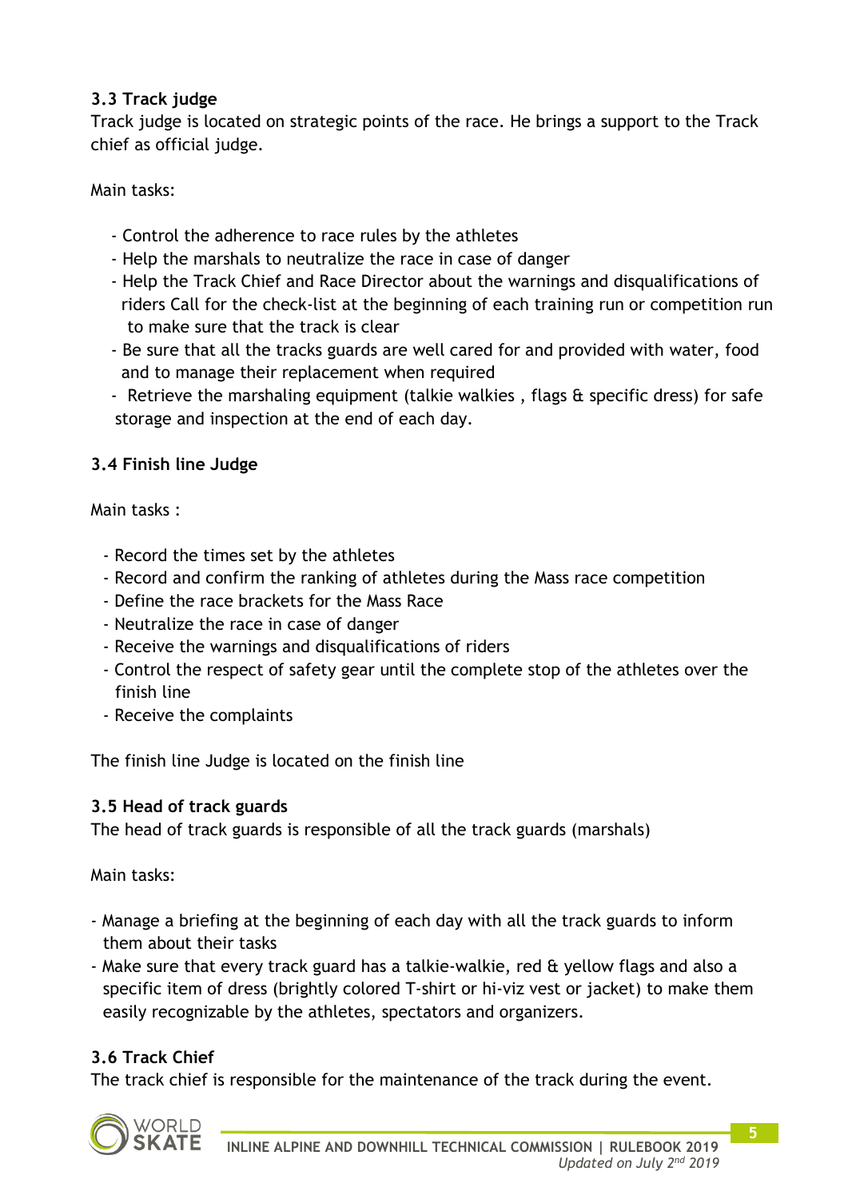### 3.3 Track judge

Track judge is located on strategic points of the race. He brings a support to the Track chief as official judge.

Main tasks:

- Control the adherence to race rules by the athletes
- Help the marshals to neutralize the race in case of danger
- Help the Track Chief and Race Director about the warnings and disqualifications of riders Call for the check-list at the beginning of each training run or competition run to make sure that the track is clear
- Be sure that all the tracks guards are well cared for and provided with water, food and to manage their replacement when required
- Retrieve the marshaling equipment (talkie walkies , flags & specific dress) for safe storage and inspection at the end of each day.

### 3.4 Finish line Judge

Main tasks :

- Record the times set by the athletes
- Record and confirm the ranking of athletes during the Mass race competition
- Define the race brackets for the Mass Race
- Neutralize the race in case of danger
- Receive the warnings and disqualifications of riders
- Control the respect of safety gear until the complete stop of the athletes over the finish line
- Receive the complaints

The finish line Judge is located on the finish line

### 3.5 Head of track guards

The head of track guards is responsible of all the track guards (marshals)

Main tasks:

- Manage a briefing at the beginning of each day with all the track guards to inform them about their tasks
- Make sure that every track guard has a talkie-walkie, red & yellow flags and also a specific item of dress (brightly colored T-shirt or hi-viz vest or jacket) to make them easily recognizable by the athletes, spectators and organizers.

### 3.6 Track Chief

The track chief is responsible for the maintenance of the track during the event.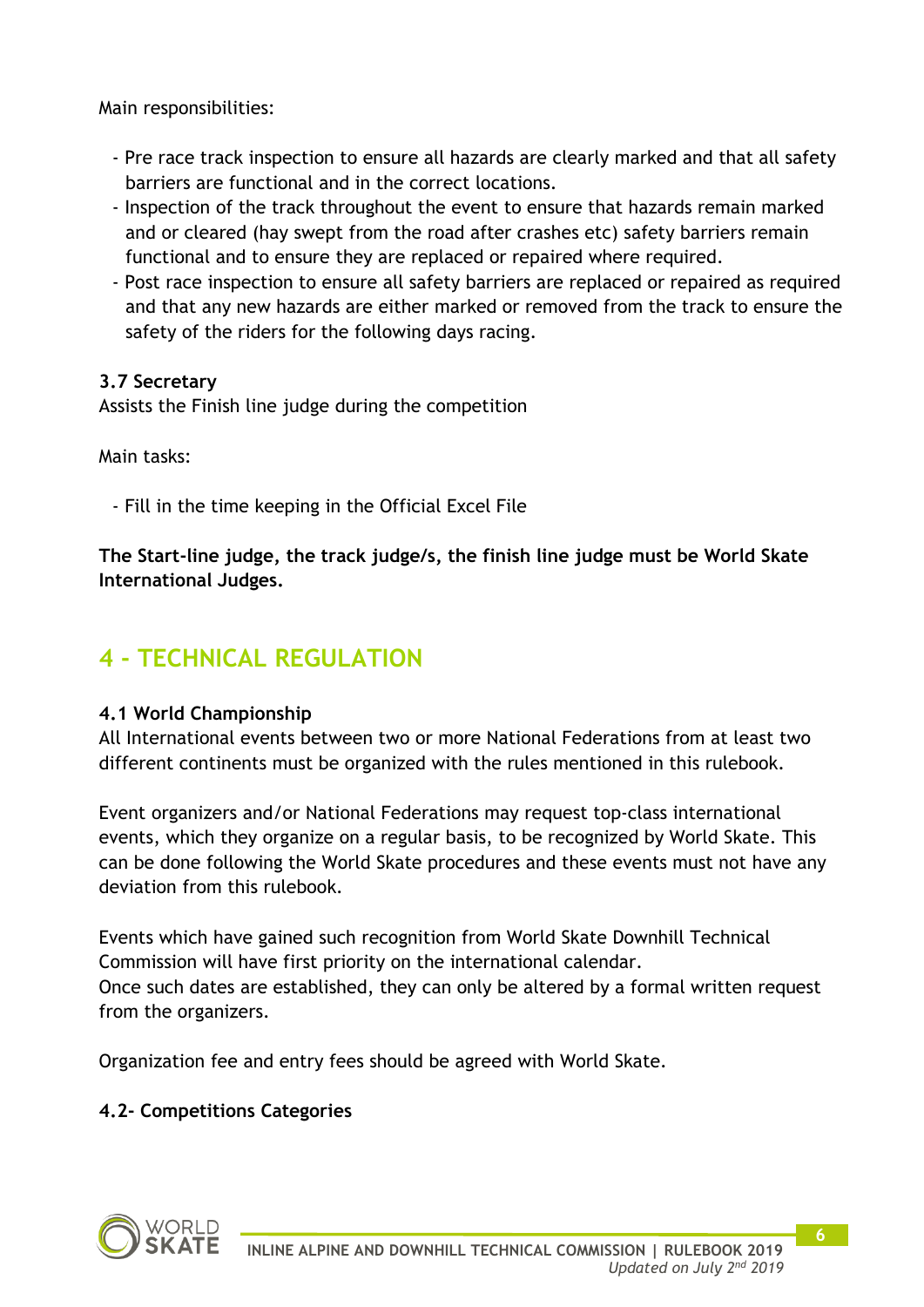Main responsibilities:

- Pre race track inspection to ensure all hazards are clearly marked and that all safety barriers are functional and in the correct locations.
- Inspection of the track throughout the event to ensure that hazards remain marked and or cleared (hay swept from the road after crashes etc) safety barriers remain functional and to ensure they are replaced or repaired where required.
- Post race inspection to ensure all safety barriers are replaced or repaired as required and that any new hazards are either marked or removed from the track to ensure the safety of the riders for the following days racing.

### 3.7 Secretary

Assists the Finish line judge during the competition

Main tasks:

- Fill in the time keeping in the Official Excel File

**The Start-line judge, the track judge/s, the finish line judge must be World Skate International Judges.**

## 4 - TECHNICAL REGULATION

### 4.1 World Championship

All International events between two or more National Federations from at least two different continents must be organized with the rules mentioned in this rulebook.

Event organizers and/or National Federations may request top-class international events, which they organize on a regular basis, to be recognized by World Skate. This can be done following the World Skate procedures and these events must not have any deviation from this rulebook.

Events which have gained such recognition from World Skate Downhill Technical Commission will have first priority on the international calendar.
Once such dates are established, they can only be altered by a formal written request from the organizers.

Organization fee and entry fees should be agreed with World Skate.

### 4.2- Competitions Categories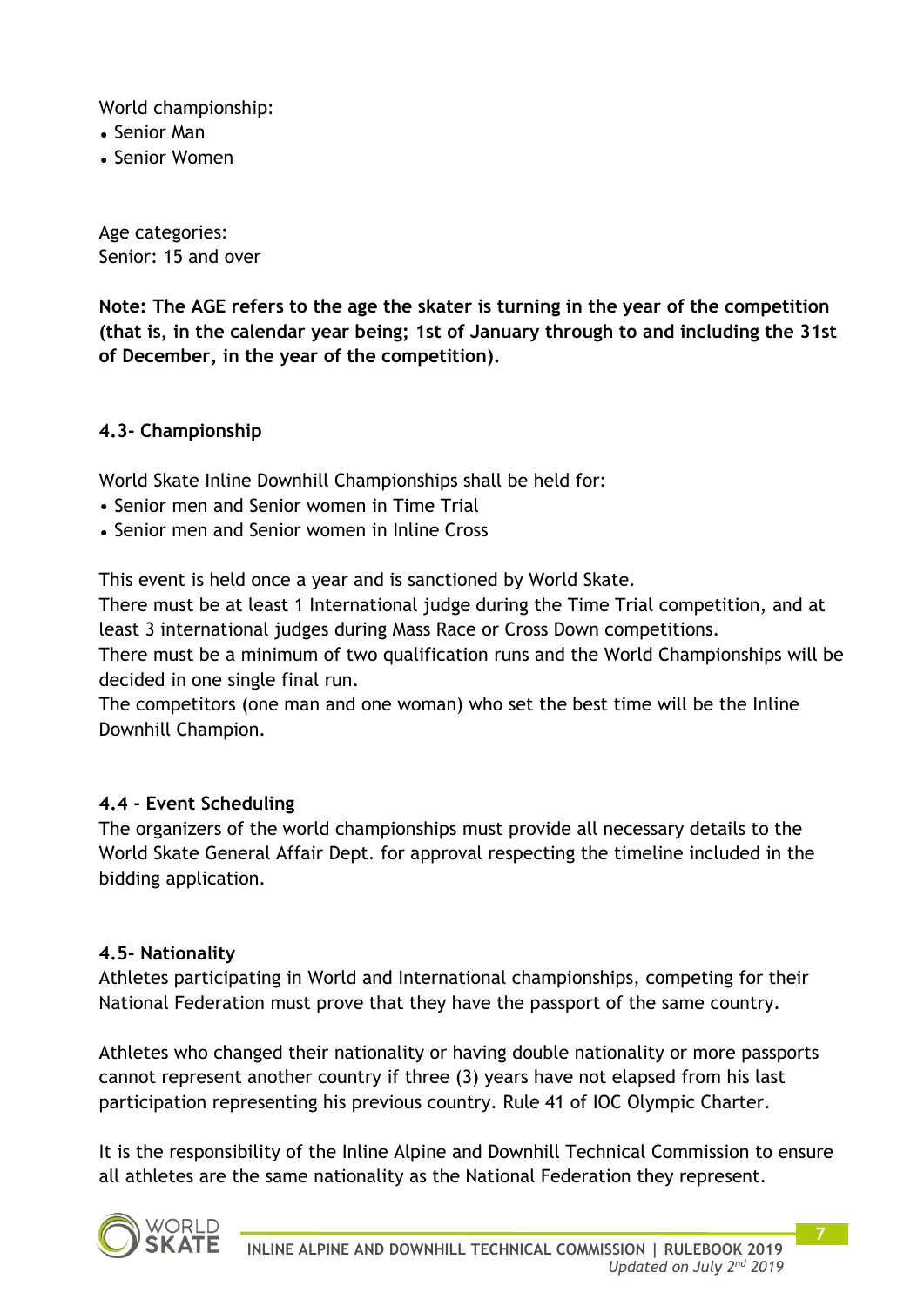World championship:

- Senior Man
- Senior Women

Age categories:
Senior: 15 and over

**Note: The AGE refers to the age the skater is turning in the year of the competition (that is, in the calendar year being; 1st of January through to and including the 31st of December, in the year of the competition).**

#### 4.3- Championship

World Skate Inline Downhill Championships shall be held for:

- Senior men and Senior women in Time Trial
- Senior men and Senior women in Inline Cross

This event is held once a year and is sanctioned by World Skate.
There must be at least 1 International judge during the Time Trial competition, and at least 3 international judges during Mass Race or Cross Down competitions.
There must be a minimum of two qualification runs and the World Championships will be decided in one single final run.
The competitors (one man and one woman) who set the best time will be the Inline Downhill Champion.

#### 4.4 - Event Scheduling

The organizers of the world championships must provide all necessary details to the World Skate General Affair Dept. for approval respecting the timeline included in the bidding application.

#### 4.5- Nationality

Athletes participating in World and International championships, competing for their National Federation must prove that they have the passport of the same country.

Athletes who changed their nationality or having double nationality or more passports cannot represent another country if three (3) years have not elapsed from his last participation representing his previous country. Rule 41 of IOC Olympic Charter.

It is the responsibility of the Inline Alpine and Downhill Technical Commission to ensure all athletes are the same nationality as the National Federation they represent.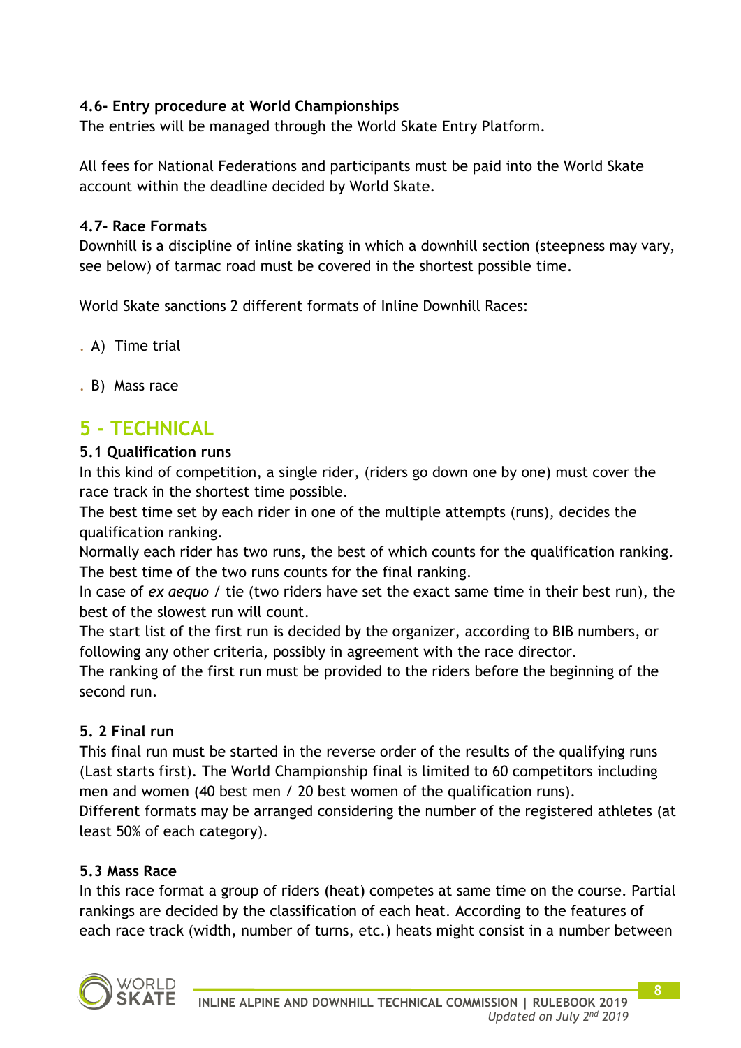### 4.6- Entry procedure at World Championships

The entries will be managed through the World Skate Entry Platform.

All fees for National Federations and participants must be paid into the World Skate account within the deadline decided by World Skate.

### 4.7- Race Formats

Downhill is a discipline of inline skating in which a downhill section (steepness may vary, see below) of tarmac road must be covered in the shortest possible time.

World Skate sanctions 2 different formats of Inline Downhill Races:

- A) Time trial
- B) Mass race

## 5 - TECHNICAL

### 5.1 Qualification runs

In this kind of competition, a single rider, (riders go down one by one) must cover the race track in the shortest time possible.

The best time set by each rider in one of the multiple attempts (runs), decides the qualification ranking.

Normally each rider has two runs, the best of which counts for the qualification ranking. The best time of the two runs counts for the final ranking.

In case of *ex aequo* / tie (two riders have set the exact same time in their best run), the best of the slowest run will count.

The start list of the first run is decided by the organizer, according to BIB numbers, or following any other criteria, possibly in agreement with the race director.

The ranking of the first run must be provided to the riders before the beginning of the second run.

### 5. 2 Final run

This final run must be started in the reverse order of the results of the qualifying runs (Last starts first). The World Championship final is limited to 60 competitors including men and women (40 best men / 20 best women of the qualification runs).

Different formats may be arranged considering the number of the registered athletes (at least 50% of each category).

### 5.3 Mass Race

In this race format a group of riders (heat) competes at same time on the course. Partial rankings are decided by the classification of each heat. According to the features of each race track (width, number of turns, etc.) heats might consist in a number between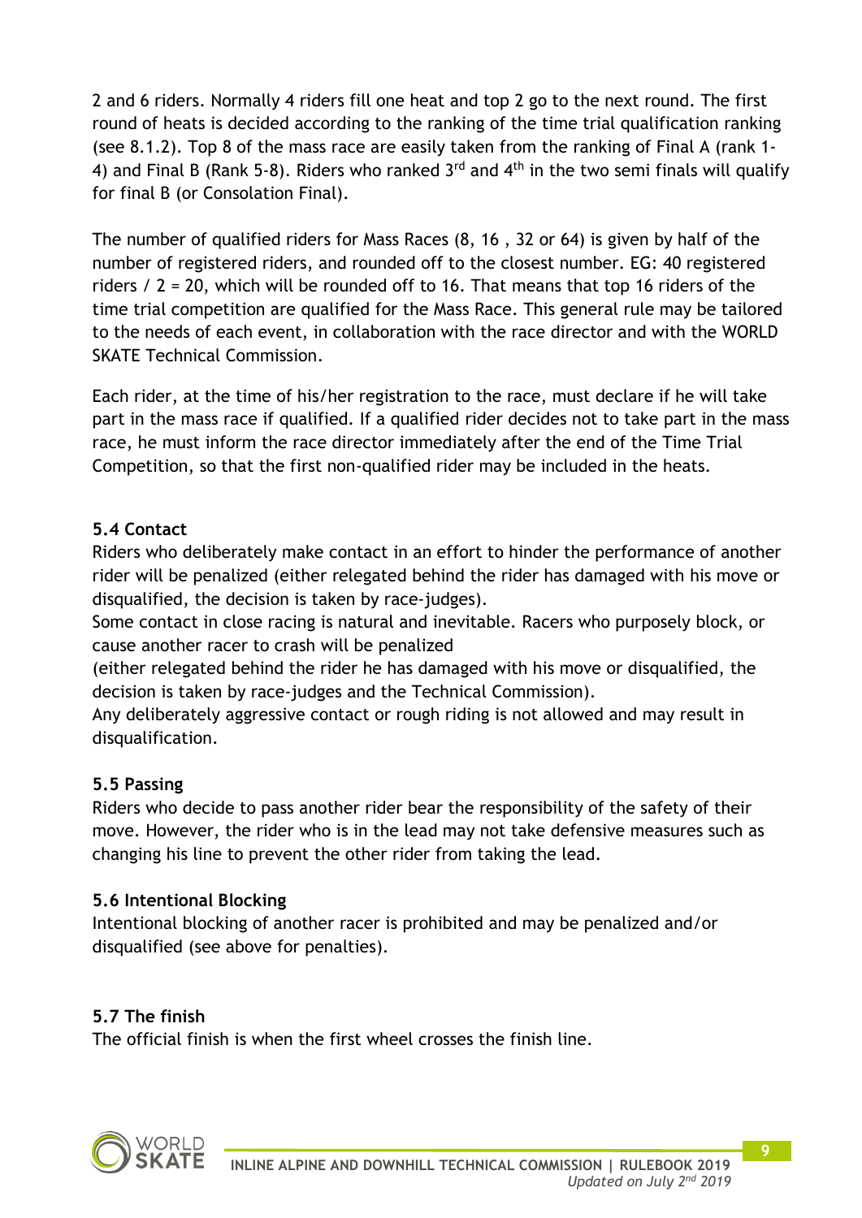2 and 6 riders. Normally 4 riders fill one heat and top 2 go to the next round. The first round of heats is decided according to the ranking of the time trial qualification ranking (see 8.1.2). Top 8 of the mass race are easily taken from the ranking of Final A (rank 1-4) and Final B (Rank 5-8). Riders who ranked 3rd and 4th in the two semi finals will qualify for final B (or Consolation Final).

The number of qualified riders for Mass Races (8, 16 , 32 or 64) is given by half of the number of registered riders, and rounded off to the closest number. EG: 40 registered riders / 2 = 20, which will be rounded off to 16. That means that top 16 riders of the time trial competition are qualified for the Mass Race. This general rule may be tailored to the needs of each event, in collaboration with the race director and with the WORLD SKATE Technical Commission.

Each rider, at the time of his/her registration to the race, must declare if he will take part in the mass race if qualified. If a qualified rider decides not to take part in the mass race, he must inform the race director immediately after the end of the Time Trial Competition, so that the first non-qualified rider may be included in the heats.

### 5.4 Contact

Riders who deliberately make contact in an effort to hinder the performance of another rider will be penalized (either relegated behind the rider has damaged with his move or disqualified, the decision is taken by race-judges).
Some contact in close racing is natural and inevitable. Racers who purposely block, or cause another racer to crash will be penalized
(either relegated behind the rider he has damaged with his move or disqualified, the decision is taken by race-judges and the Technical Commission).
Any deliberately aggressive contact or rough riding is not allowed and may result in disqualification.

### 5.5 Passing

Riders who decide to pass another rider bear the responsibility of the safety of their move. However, the rider who is in the lead may not take defensive measures such as changing his line to prevent the other rider from taking the lead.

### 5.6 Intentional Blocking

Intentional blocking of another racer is prohibited and may be penalized and/or disqualified (see above for penalties).

### 5.7 The finish

The official finish is when the first wheel crosses the finish line.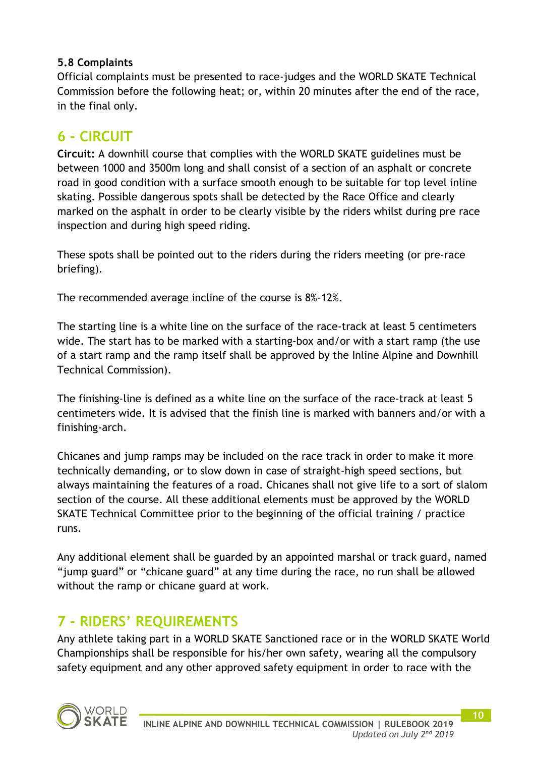**5.8 Complaints**

Official complaints must be presented to race-judges and the WORLD SKATE Technical Commission before the following heat; or, within 20 minutes after the end of the race, in the final only.

## 6 - CIRCUIT

**Circuit:** A downhill course that complies with the WORLD SKATE guidelines must be between 1000 and 3500m long and shall consist of a section of an asphalt or concrete road in good condition with a surface smooth enough to be suitable for top level inline skating. Possible dangerous spots shall be detected by the Race Office and clearly marked on the asphalt in order to be clearly visible by the riders whilst during pre race inspection and during high speed riding.

These spots shall be pointed out to the riders during the riders meeting (or pre-race briefing).

The recommended average incline of the course is 8%-12%.

The starting line is a white line on the surface of the race-track at least 5 centimeters wide. The start has to be marked with a starting-box and/or with a start ramp (the use of a start ramp and the ramp itself shall be approved by the Inline Alpine and Downhill Technical Commission).

The finishing-line is defined as a white line on the surface of the race-track at least 5 centimeters wide. It is advised that the finish line is marked with banners and/or with a finishing-arch.

Chicanes and jump ramps may be included on the race track in order to make it more technically demanding, or to slow down in case of straight-high speed sections, but always maintaining the features of a road. Chicanes shall not give life to a sort of slalom section of the course. All these additional elements must be approved by the WORLD SKATE Technical Committee prior to the beginning of the official training / practice runs.

Any additional element shall be guarded by an appointed marshal or track guard, named “jump guard” or “chicane guard” at any time during the race, no run shall be allowed without the ramp or chicane guard at work.

## 7 - RIDERS’ REQUIREMENTS

Any athlete taking part in a WORLD SKATE Sanctioned race or in the WORLD SKATE World Championships shall be responsible for his/her own safety, wearing all the compulsory safety equipment and any other approved safety equipment in order to race with the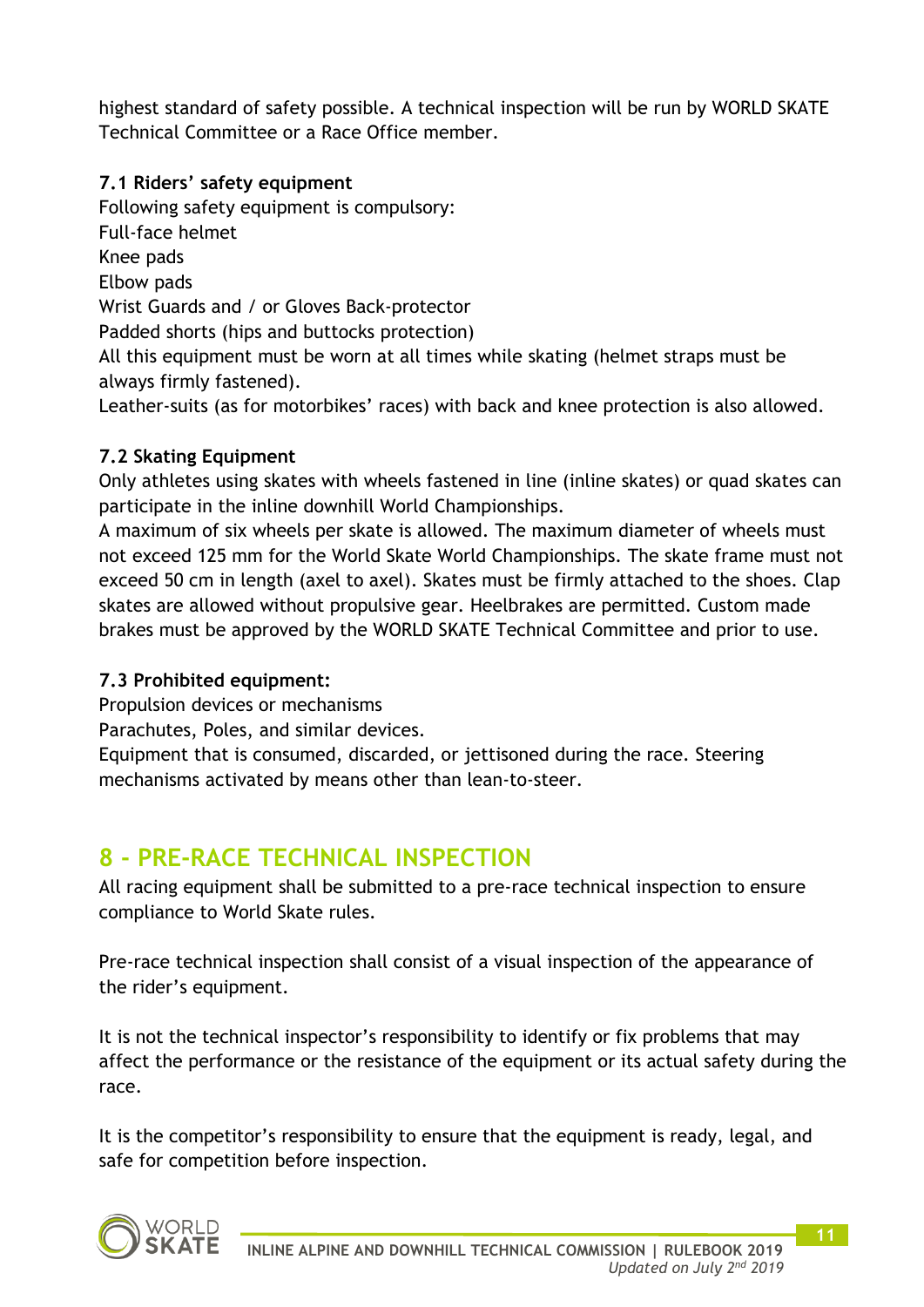highest standard of safety possible. A technical inspection will be run by WORLD SKATE Technical Committee or a Race Office member.

### 7.1 Riders' safety equipment

Following safety equipment is compulsory:
Full-face helmet
Knee pads
Elbow pads
Wrist Guards and / or Gloves Back-protector
Padded shorts (hips and buttocks protection)
All this equipment must be worn at all times while skating (helmet straps must be always firmly fastened).
Leather-suits (as for motorbikes' races) with back and knee protection is also allowed.

### 7.2 Skating Equipment

Only athletes using skates with wheels fastened in line (inline skates) or quad skates can participate in the inline downhill World Championships.
A maximum of six wheels per skate is allowed. The maximum diameter of wheels must not exceed 125 mm for the World Skate World Championships. The skate frame must not exceed 50 cm in length (axel to axel). Skates must be firmly attached to the shoes. Clap skates are allowed without propulsive gear. Heelbrakes are permitted. Custom made brakes must be approved by the WORLD SKATE Technical Committee and prior to use.

### 7.3 Prohibited equipment:

Propulsion devices or mechanisms
Parachutes, Poles, and similar devices.
Equipment that is consumed, discarded, or jettisoned during the race. Steering mechanisms activated by means other than lean-to-steer.

## 8 - PRE-RACE TECHNICAL INSPECTION

All racing equipment shall be submitted to a pre-race technical inspection to ensure compliance to World Skate rules.

Pre-race technical inspection shall consist of a visual inspection of the appearance of the rider's equipment.

It is not the technical inspector's responsibility to identify or fix problems that may affect the performance or the resistance of the equipment or its actual safety during the race.

It is the competitor's responsibility to ensure that the equipment is ready, legal, and safe for competition before inspection.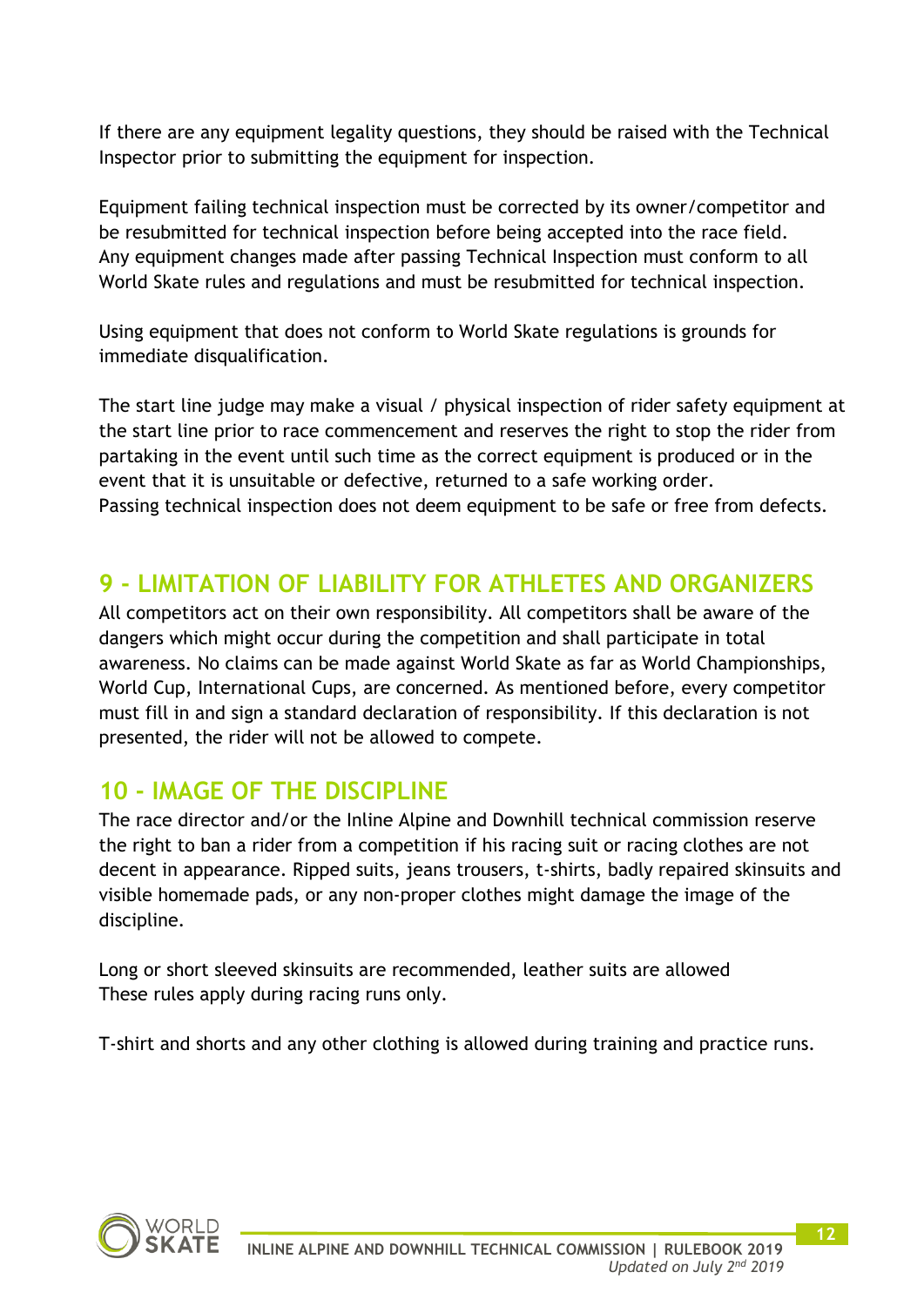If there are any equipment legality questions, they should be raised with the Technical Inspector prior to submitting the equipment for inspection.

Equipment failing technical inspection must be corrected by its owner/competitor and be resubmitted for technical inspection before being accepted into the race field. Any equipment changes made after passing Technical Inspection must conform to all World Skate rules and regulations and must be resubmitted for technical inspection.

Using equipment that does not conform to World Skate regulations is grounds for immediate disqualification.

The start line judge may make a visual / physical inspection of rider safety equipment at the start line prior to race commencement and reserves the right to stop the rider from partaking in the event until such time as the correct equipment is produced or in the event that it is unsuitable or defective, returned to a safe working order.
Passing technical inspection does not deem equipment to be safe or free from defects.

## 9 - LIMITATION OF LIABILITY FOR ATHLETES AND ORGANIZERS

All competitors act on their own responsibility. All competitors shall be aware of the dangers which might occur during the competition and shall participate in total awareness. No claims can be made against World Skate as far as World Championships, World Cup, International Cups, are concerned. As mentioned before, every competitor must fill in and sign a standard declaration of responsibility. If this declaration is not presented, the rider will not be allowed to compete.

## 10 - IMAGE OF THE DISCIPLINE

The race director and/or the Inline Alpine and Downhill technical commission reserve the right to ban a rider from a competition if his racing suit or racing clothes are not decent in appearance. Ripped suits, jeans trousers, t-shirts, badly repaired skinsuits and visible homemade pads, or any non-proper clothes might damage the image of the discipline.

Long or short sleeved skinsuits are recommended, leather suits are allowed
These rules apply during racing runs only.

T-shirt and shorts and any other clothing is allowed during training and practice runs.